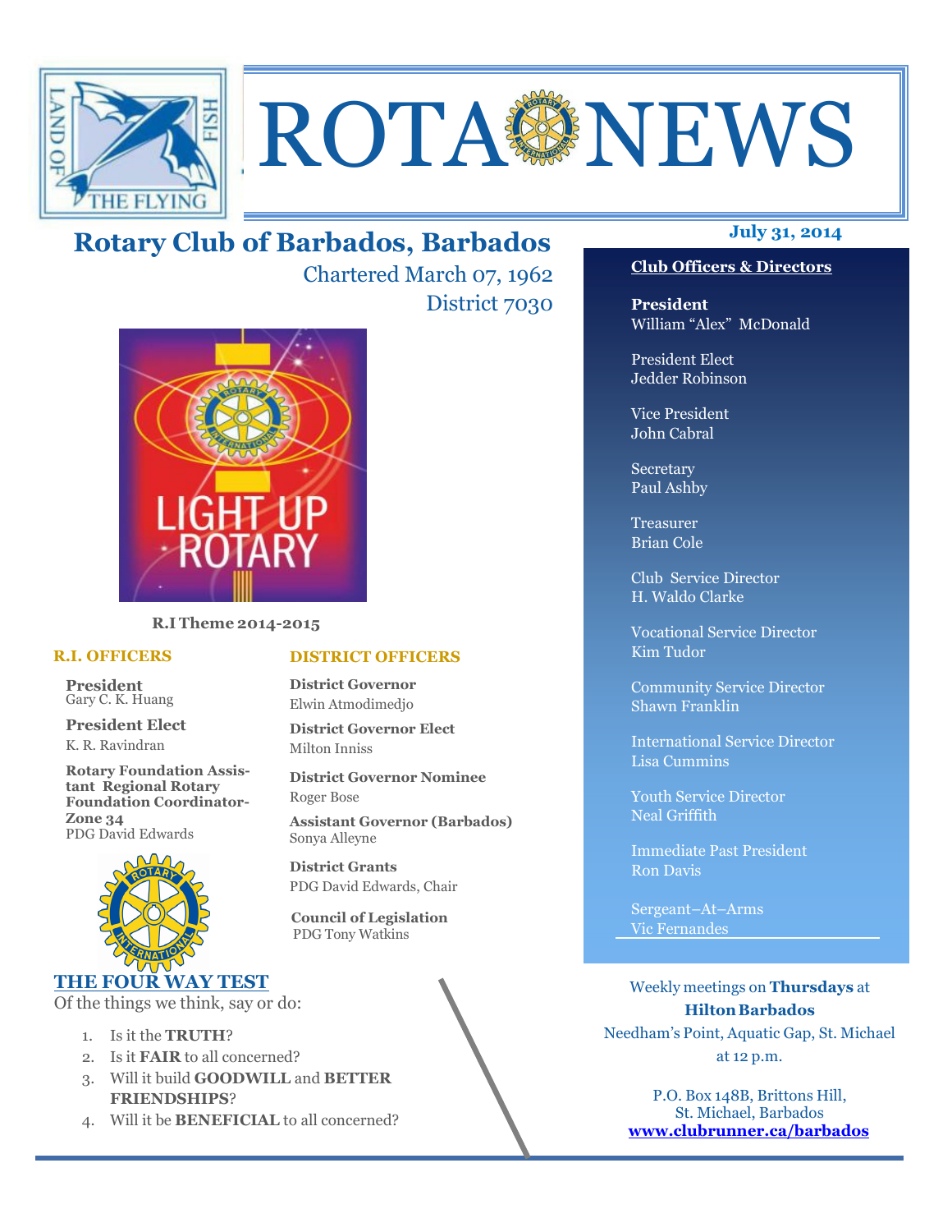# ROTA NEWS

## Rotary Club of Barbados, Barbados

Chartered March 07, 1962

District 7030

**July 31, 2014**

**R.I Theme 2014-2015**

### R.I. OFFICERS

**President**
Gary C. K. Huang

**President Elect**
K. R. Ravindran

**Rotary Foundation Assistant Regional Rotary Foundation Coordinator-Zone 34**
PDG David Edwards

### DISTRICT OFFICERS

**District Governor**
Elwin Atmodimedjo

**District Governor Elect**
Milton Inniss

**District Governor Nominee**
Roger Bose

**Assistant Governor (Barbados)**
Sonya Alleyne

**District Grants**
PDG David Edwards, Chair

**Council of Legislation**
PDG Tony Watkins

### THE FOUR WAY TEST

Of the things we think, say or do:

1. Is it the **TRUTH**?
2. Is it **FAIR** to all concerned?
3. Will it build **GOODWILL** and **BETTER FRIENDSHIPS**?
4. Will it be **BENEFICIAL** to all concerned?

### Club Officers & Directors

**President**
William "Alex" McDonald

President Elect
Jedder Robinson

Vice President
John Cabral

Secretary
Paul Ashby

Treasurer
Brian Cole

Club Service Director
H. Waldo Clarke

Vocational Service Director
Kim Tudor

Community Service Director
Shawn Franklin

International Service Director
Lisa Cummins

Youth Service Director
Neal Griffith

Immediate Past President
Ron Davis

Sergeant–At–Arms
Vic Fernandes

Weekly meetings on **Thursdays** at
**Hilton Barbados**
Needham's Point, Aquatic Gap, St. Michael
at 12 p.m.

P.O. Box 148B, Brittons Hill,
St. Michael, Barbados
**www.clubrunner.ca/barbados**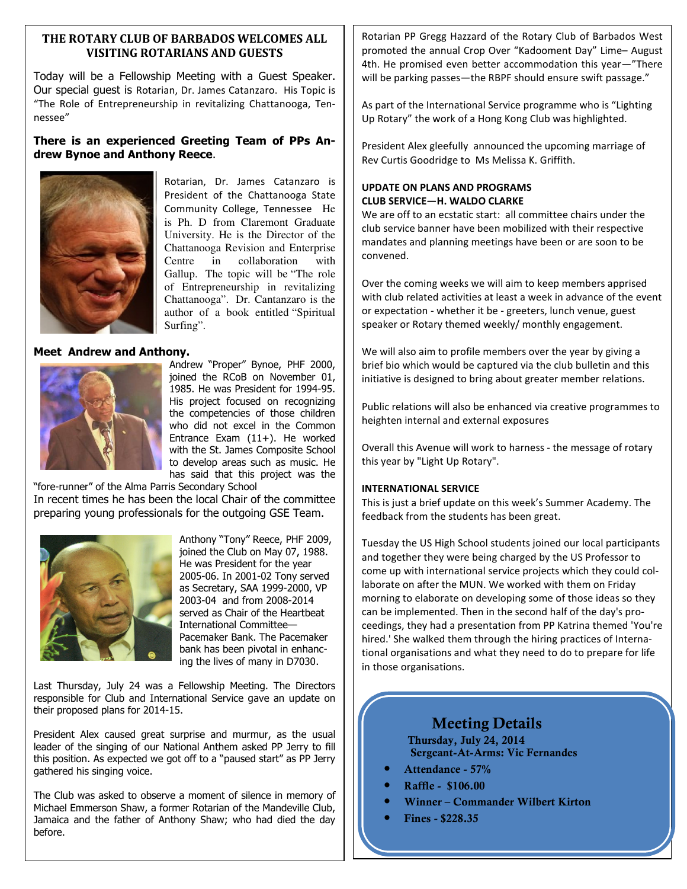## THE ROTARY CLUB OF BARBADOS WELCOMES ALL VISITING ROTARIANS AND GUESTS

Today will be a Fellowship Meeting with a Guest Speaker. Our special guest is Rotarian, Dr. James Catanzaro. His Topic is "The Role of Entrepreneurship in revitalizing Chattanooga, Tennessee"

**There is an experienced Greeting Team of PPs Andrew Bynoe and Anthony Reece.**

Rotarian, Dr. James Catanzaro is President of the Chattanooga State Community College, Tennessee He is Ph. D from Claremont Graduate University. He is the Director of the Chattanooga Revision and Enterprise Centre in collaboration with Gallup. The topic will be "The role of Entrepreneurship in revitalizing Chattanooga". Dr. Cantanzaro is the author of a book entitled "Spiritual Surfing".

**Meet Andrew and Anthony.**

Andrew "Proper" Bynoe, PHF 2000, joined the RCoB on November 01, 1985. He was President for 1994-95. His project focused on recognizing the competencies of those children who did not excel in the Common Entrance Exam (11+). He worked with the St. James Composite School to develop areas such as music. He has said that this project was the "fore-runner" of the Alma Parris Secondary School

In recent times he has been the local Chair of the committee preparing young professionals for the outgoing GSE Team.

Anthony "Tony" Reece, PHF 2009, joined the Club on May 07, 1988. He was President for the year 2005-06. In 2001-02 Tony served as Secretary, SAA 1999-2000, VP 2003-04 and from 2008-2014 served as Chair of the Heartbeat International Committee—Pacemaker Bank. The Pacemaker bank has been pivotal in enhancing the lives of many in D7030.

Last Thursday, July 24 was a Fellowship Meeting. The Directors responsible for Club and International Service gave an update on their proposed plans for 2014-15.

President Alex caused great surprise and murmur, as the usual leader of the singing of our National Anthem asked PP Jerry to fill this position. As expected we got off to a "paused start" as PP Jerry gathered his singing voice.

The Club was asked to observe a moment of silence in memory of Michael Emmerson Shaw, a former Rotarian of the Mandeville Club, Jamaica and the father of Anthony Shaw; who had died the day before.

Rotarian PP Gregg Hazzard of the Rotary Club of Barbados West promoted the annual Crop Over "Kadooment Day" Lime– August 4th. He promised even better accommodation this year—"There will be parking passes—the RBPF should ensure swift passage."

As part of the International Service programme who is "Lighting Up Rotary" the work of a Hong Kong Club was highlighted.

President Alex gleefully announced the upcoming marriage of Rev Curtis Goodridge to Ms Melissa K. Griffith.

### UPDATE ON PLANS AND PROGRAMS

### CLUB SERVICE—H. WALDO CLARKE

We are off to an ecstatic start: all committee chairs under the club service banner have been mobilized with their respective mandates and planning meetings have been or are soon to be convened.

Over the coming weeks we will aim to keep members apprised with club related activities at least a week in advance of the event or expectation - whether it be - greeters, lunch venue, guest speaker or Rotary themed weekly/ monthly engagement.

We will also aim to profile members over the year by giving a brief bio which would be captured via the club bulletin and this initiative is designed to bring about greater member relations.

Public relations will also be enhanced via creative programmes to heighten internal and external exposures

Overall this Avenue will work to harness - the message of rotary this year by "Light Up Rotary".

### INTERNATIONAL SERVICE

This is just a brief update on this week's Summer Academy. The feedback from the students has been great.

Tuesday the US High School students joined our local participants and together they were being charged by the US Professor to come up with international service projects which they could collaborate on after the MUN. We worked with them on Friday morning to elaborate on developing some of those ideas so they can be implemented. Then in the second half of the day's proceedings, they had a presentation from PP Katrina themed 'You're hired.' She walked them through the hiring practices of International organisations and what they need to do to prepare for life in those organisations.

### Meeting Details

**Thursday, July 24, 2014**
**Sergeant-At-Arms: Vic Fernandes**

- **Attendance - 57%**
- **Raffle - $106.00**
- **Winner – Commander Wilbert Kirton**
- **Fines - $228.35**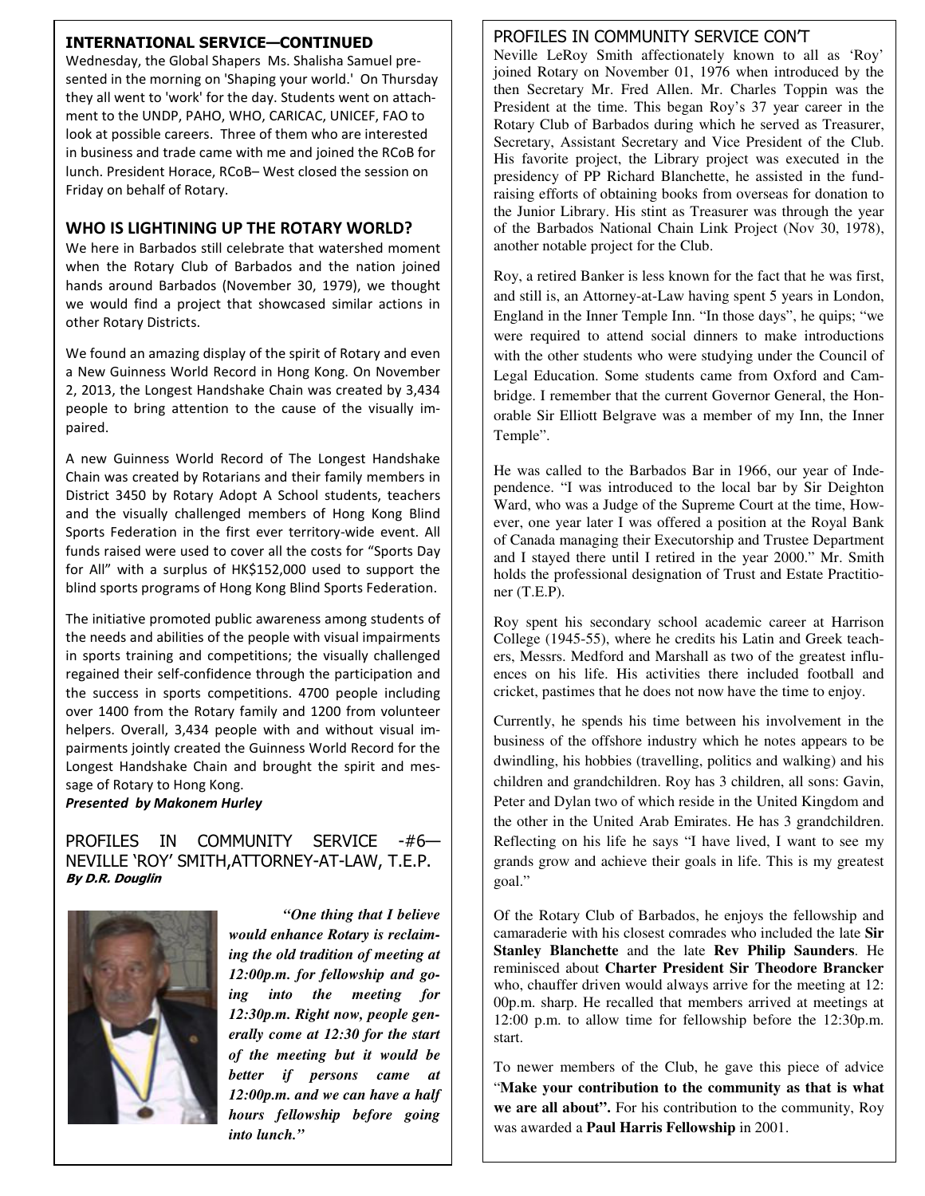## INTERNATIONAL SERVICE—CONTINUED

Wednesday, the Global Shapers Ms. Shalisha Samuel presented in the morning on 'Shaping your world.' On Thursday they all went to 'work' for the day. Students went on attachment to the UNDP, PAHO, WHO, CARICAC, UNICEF, FAO to look at possible careers. Three of them who are interested in business and trade came with me and joined the RCoB for lunch. President Horace, RCoB– West closed the session on Friday on behalf of Rotary.

## WHO IS LIGHTINING UP THE ROTARY WORLD?

We here in Barbados still celebrate that watershed moment when the Rotary Club of Barbados and the nation joined hands around Barbados (November 30, 1979), we thought we would find a project that showcased similar actions in other Rotary Districts.

We found an amazing display of the spirit of Rotary and even a New Guinness World Record in Hong Kong. On November 2, 2013, the Longest Handshake Chain was created by 3,434 people to bring attention to the cause of the visually impaired.

A new Guinness World Record of The Longest Handshake Chain was created by Rotarians and their family members in District 3450 by Rotary Adopt A School students, teachers and the visually challenged members of Hong Kong Blind Sports Federation in the first ever territory-wide event. All funds raised were used to cover all the costs for "Sports Day for All" with a surplus of HK$152,000 used to support the blind sports programs of Hong Kong Blind Sports Federation.

The initiative promoted public awareness among students of the needs and abilities of the people with visual impairments in sports training and competitions; the visually challenged regained their self-confidence through the participation and the success in sports competitions. 4700 people including over 1400 from the Rotary family and 1200 from volunteer helpers. Overall, 3,434 people with and without visual impairments jointly created the Guinness World Record for the Longest Handshake Chain and brought the spirit and message of Rotary to Hong Kong.

***Presented by Makonem Hurley***

## PROFILES IN COMMUNITY SERVICE -#6— NEVILLE 'ROY' SMITH,ATTORNEY-AT-LAW, T.E.P.

***By D.R. Douglin***

***"One thing that I believe would enhance Rotary is reclaiming the old tradition of meeting at 12:00p.m. for fellowship and going into the meeting for 12:30p.m. Right now, people generally come at 12:30 for the start of the meeting but it would be better if persons came at 12:00p.m. and we can have a half hours fellowship before going into lunch."***

## PROFILES IN COMMUNITY SERVICE CON'T

Neville LeRoy Smith affectionately known to all as 'Roy' joined Rotary on November 01, 1976 when introduced by the then Secretary Mr. Fred Allen. Mr. Charles Toppin was the President at the time. This began Roy's 37 year career in the Rotary Club of Barbados during which he served as Treasurer, Secretary, Assistant Secretary and Vice President of the Club. His favorite project, the Library project was executed in the presidency of PP Richard Blanchette, he assisted in the fundraising efforts of obtaining books from overseas for donation to the Junior Library. His stint as Treasurer was through the year of the Barbados National Chain Link Project (Nov 30, 1978), another notable project for the Club.

Roy, a retired Banker is less known for the fact that he was first, and still is, an Attorney-at-Law having spent 5 years in London, England in the Inner Temple Inn. "In those days", he quips; "we were required to attend social dinners to make introductions with the other students who were studying under the Council of Legal Education. Some students came from Oxford and Cambridge. I remember that the current Governor General, the Honorable Sir Elliott Belgrave was a member of my Inn, the Inner Temple".

He was called to the Barbados Bar in 1966, our year of Independence. "I was introduced to the local bar by Sir Deighton Ward, who was a Judge of the Supreme Court at the time, However, one year later I was offered a position at the Royal Bank of Canada managing their Executorship and Trustee Department and I stayed there until I retired in the year 2000." Mr. Smith holds the professional designation of Trust and Estate Practitioner (T.E.P).

Roy spent his secondary school academic career at Harrison College (1945-55), where he credits his Latin and Greek teachers, Messrs. Medford and Marshall as two of the greatest influences on his life. His activities there included football and cricket, pastimes that he does not now have the time to enjoy.

Currently, he spends his time between his involvement in the business of the offshore industry which he notes appears to be dwindling, his hobbies (travelling, politics and walking) and his children and grandchildren. Roy has 3 children, all sons: Gavin, Peter and Dylan two of which reside in the United Kingdom and the other in the United Arab Emirates. He has 3 grandchildren. Reflecting on his life he says "I have lived, I want to see my grands grow and achieve their goals in life. This is my greatest goal."

Of the Rotary Club of Barbados, he enjoys the fellowship and camaraderie with his closest comrades who included the late **Sir Stanley Blanchette** and the late **Rev Philip Saunders**. He reminisced about **Charter President Sir Theodore Brancker** who, chauffer driven would always arrive for the meeting at 12:00p.m. sharp. He recalled that members arrived at meetings at 12:00 p.m. to allow time for fellowship before the 12:30p.m. start.

To newer members of the Club, he gave this piece of advice "**Make your contribution to the community as that is what we are all about".** For his contribution to the community, Roy was awarded a **Paul Harris Fellowship** in 2001.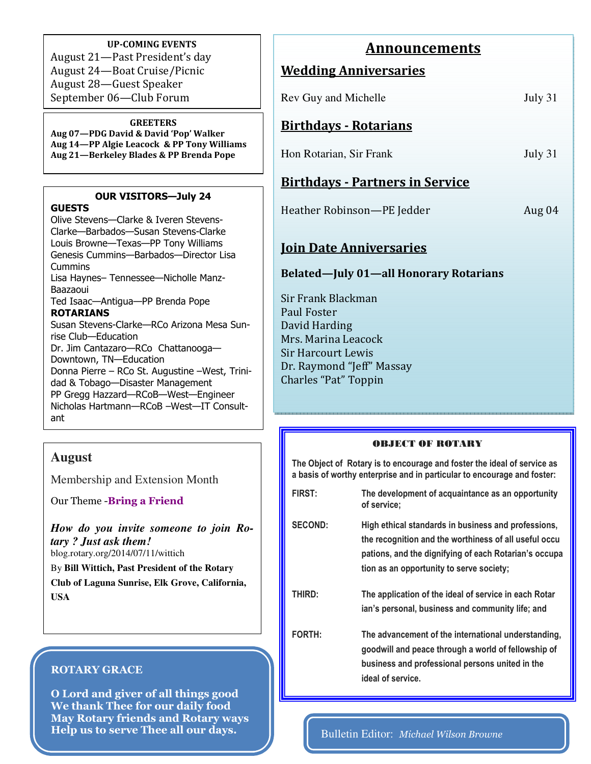**UP-COMING EVENTS**

August 21—Past President's day
August 24—Boat Cruise/Picnic
August 28—Guest Speaker
September 06—Club Forum

**GREETERS**

**Aug 07—PDG David & David 'Pop' Walker**
**Aug 14—PP Algie Leacock & PP Tony Williams**
**Aug 21—Berkeley Blades & PP Brenda Pope**

**OUR VISITORS—July 24**

**GUESTS**

Olive Stevens—Clarke & Iveren Stevens-Clarke—Barbados—Susan Stevens-Clarke
Louis Browne—Texas—PP Tony Williams
Genesis Cummins—Barbados—Director Lisa Cummins
Lisa Haynes– Tennessee—Nicholle Manz-Baazaoui
Ted Isaac—Antigua—PP Brenda Pope

**ROTARIANS**

Susan Stevens-Clarke—RCo Arizona Mesa Sunrise Club—Education
Dr. Jim Cantazaro—RCo Chattanooga—Downtown, TN—Education
Donna Pierre – RCo St. Augustine –West, Trinidad & Tobago—Disaster Management
PP Gregg Hazzard—RCoB—West—Engineer
Nicholas Hartmann—RCoB –West—IT Consultant

## August

Membership and Extension Month

Our Theme -**Bring a Friend**

***How do you invite someone to join Rotary ? Just ask them!***
blog.rotary.org/2014/07/11/wittich

By **Bill Wittich, Past President of the Rotary Club of Laguna Sunrise, Elk Grove, California, USA**

**ROTARY GRACE**

**O Lord and giver of all things good**
**We thank Thee for our daily food**
**May Rotary friends and Rotary ways**
**Help us to serve Thee all our days.**

# Announcements

## Wedding Anniversaries

Rev Guy and Michelle — July 31

## Birthdays - Rotarians

Hon Rotarian, Sir Frank — July 31

## Birthdays - Partners in Service

Heather Robinson—PE Jedder — Aug 04

## Join Date Anniversaries

**Belated—July 01—all Honorary Rotarians**

Sir Frank Blackman
Paul Foster
David Harding
Mrs. Marina Leacock
Sir Harcourt Lewis
Dr. Raymond "Jeff" Massay
Charles "Pat" Toppin

**OBJECT OF ROTARY**

**The Object of Rotary is to encourage and foster the ideal of service as a basis of worthy enterprise and in particular to encourage and foster:**

**FIRST:** **The development of acquaintance as an opportunity of service;**

**SECOND:** **High ethical standards in business and professions, the recognition and the worthiness of all useful occupations, and the dignifying of each Rotarian's occupation as an opportunity to serve society;**

**THIRD:** **The application of the ideal of service in each Rotarian's personal, business and community life; and**

**FORTH:** **The advancement of the international understanding, goodwill and peace through a world of fellowship of business and professional persons united in the ideal of service.**

Bulletin Editor: *Michael Wilson Browne*